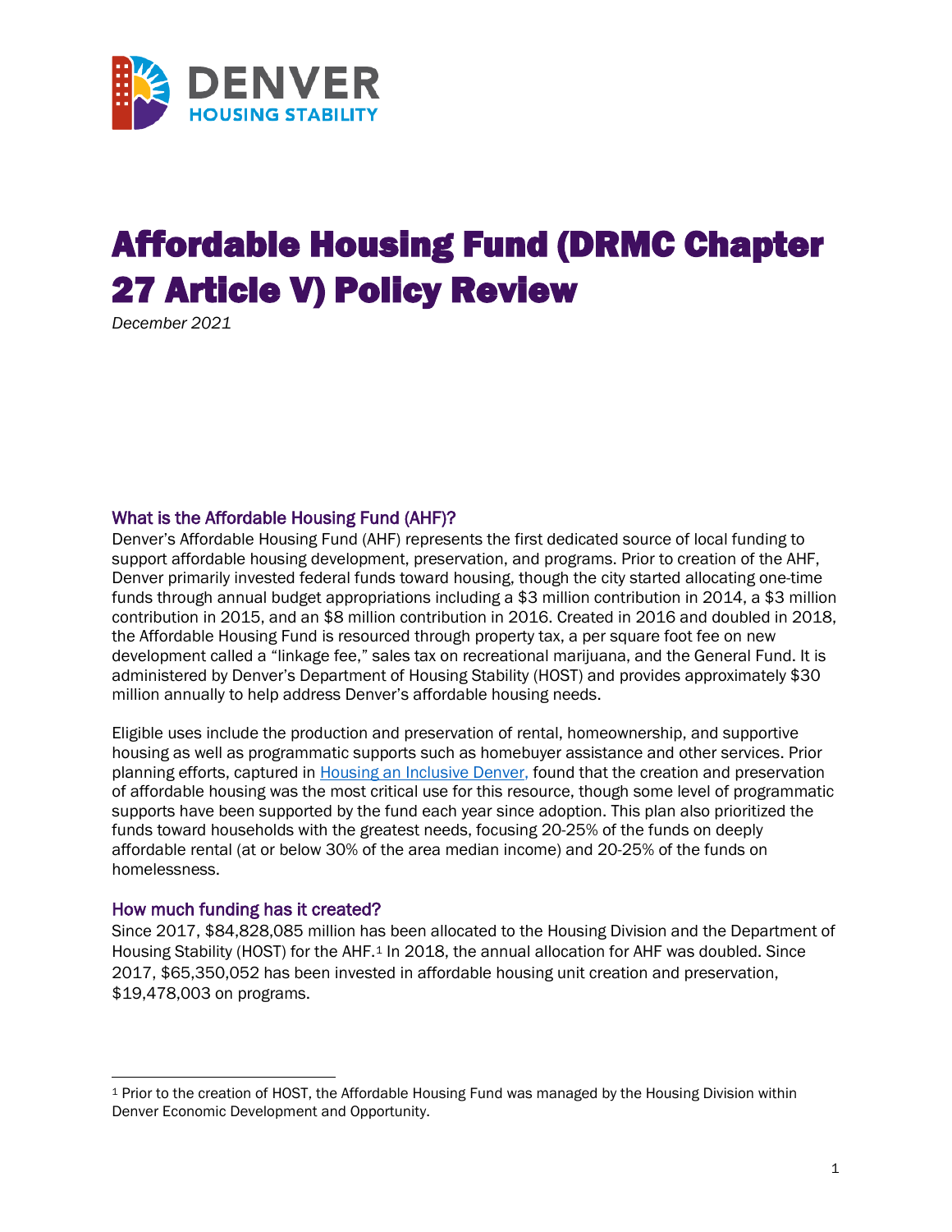# Affordable Housing Fund (DRMC Chapter 27 Article V) Policy Review

*December 2021*

## What is the Affordable Housing Fund (AHF)?

Denver's Affordable Housing Fund (AHF) represents the first dedicated source of local funding to support affordable housing development, preservation, and programs. Prior to creation of the AHF, Denver primarily invested federal funds toward housing, though the city started allocating one-time funds through annual budget appropriations including a $3 million contribution in 2014, a $3 million contribution in 2015, and an $8 million contribution in 2016. Created in 2016 and doubled in 2018, the Affordable Housing Fund is resourced through property tax, a per square foot fee on new development called a "linkage fee," sales tax on recreational marijuana, and the General Fund. It is administered by Denver's Department of Housing Stability (HOST) and provides approximately $30 million annually to help address Denver's affordable housing needs.

Eligible uses include the production and preservation of rental, homeownership, and supportive housing as well as programmatic supports such as homebuyer assistance and other services. Prior planning efforts, captured in [Housing an Inclusive Denver,](Housing an Inclusive Denver) found that the creation and preservation of affordable housing was the most critical use for this resource, though some level of programmatic supports have been supported by the fund each year since adoption. This plan also prioritized the funds toward households with the greatest needs, focusing 20-25% of the funds on deeply affordable rental (at or below 30% of the area median income) and 20-25% of the funds on homelessness.

## How much funding has it created?

Since 2017, $84,828,085 million has been allocated to the Housing Division and the Department of Housing Stability (HOST) for the AHF.[1] In 2018, the annual allocation for AHF was doubled. Since 2017, $65,350,052 has been invested in affordable housing unit creation and preservation, $19,478,003 on programs.

---

[1] Prior to the creation of HOST, the Affordable Housing Fund was managed by the Housing Division within Denver Economic Development and Opportunity.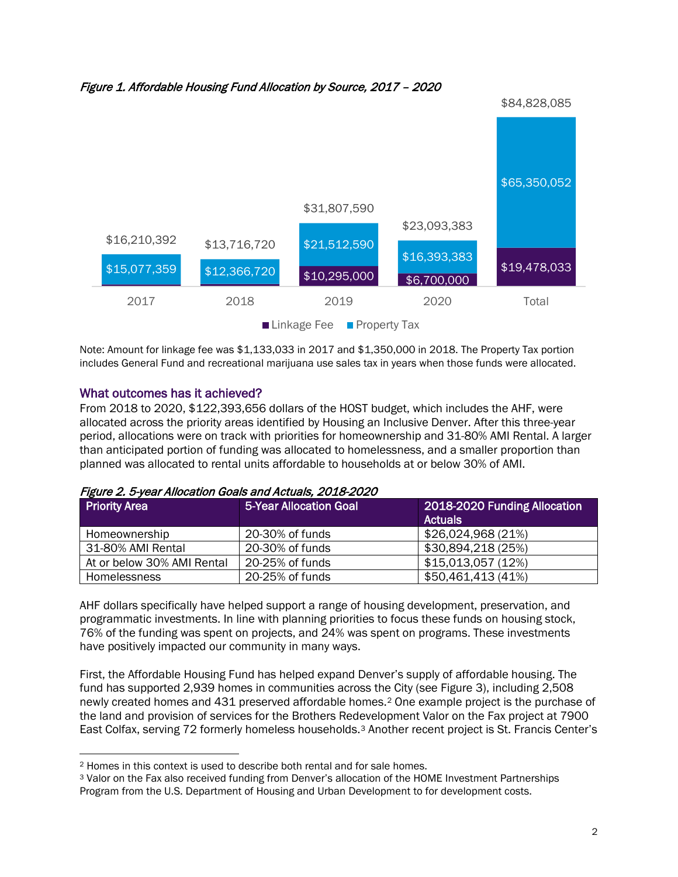*Figure 1. Affordable Housing Fund Allocation by Source, 2017 – 2020*

| Year | Linkage Fee | Property Tax | Total |
|---|---|---|---|
| 2017 | | $15,077,359 | $16,210,392 |
| 2018 | | $12,366,720 | $13,716,720 |
| 2019 | $10,295,000 | $21,512,590 | $31,807,590 |
| 2020 | $6,700,000 | $16,393,383 | $23,093,383 |
| Total | $19,478,033 | $65,350,052 | $84,828,085 |

Note: Amount for linkage fee was $1,133,033 in 2017 and $1,350,000 in 2018. The Property Tax portion includes General Fund and recreational marijuana use sales tax in years when those funds were allocated.

## What outcomes has it achieved?

From 2018 to 2020, $122,393,656 dollars of the HOST budget, which includes the AHF, were allocated across the priority areas identified by Housing an Inclusive Denver. After this three-year period, allocations were on track with priorities for homeownership and 31-80% AMI Rental. A larger than anticipated portion of funding was allocated to homelessness, and a smaller proportion than planned was allocated to rental units affordable to households at or below 30% of AMI.

*Figure 2. 5-year Allocation Goals and Actuals, 2018-2020*

| Priority Area | 5-Year Allocation Goal | 2018-2020 Funding Allocation Actuals |
|---|---|---|
| Homeownership | 20-30% of funds | $26,024,968 (21%) |
| 31-80% AMI Rental | 20-30% of funds | $30,894,218 (25%) |
| At or below 30% AMI Rental | 20-25% of funds | $15,013,057 (12%) |
| Homelessness | 20-25% of funds | $50,461,413 (41%) |

AHF dollars specifically have helped support a range of housing development, preservation, and programmatic investments. In line with planning priorities to focus these funds on housing stock, 76% of the funding was spent on projects, and 24% was spent on programs. These investments have positively impacted our community in many ways.

First, the Affordable Housing Fund has helped expand Denver's supply of affordable housing. The fund has supported 2,939 homes in communities across the City (see Figure 3), including 2,508 newly created homes and 431 preserved affordable homes.[2] One example project is the purchase of the land and provision of services for the Brothers Redevelopment Valor on the Fax project at 7900 East Colfax, serving 72 formerly homeless households.[3] Another recent project is St. Francis Center's

[2] Homes in this context is used to describe both rental and for sale homes.

[3] Valor on the Fax also received funding from Denver's allocation of the HOME Investment Partnerships Program from the U.S. Department of Housing and Urban Development to for development costs.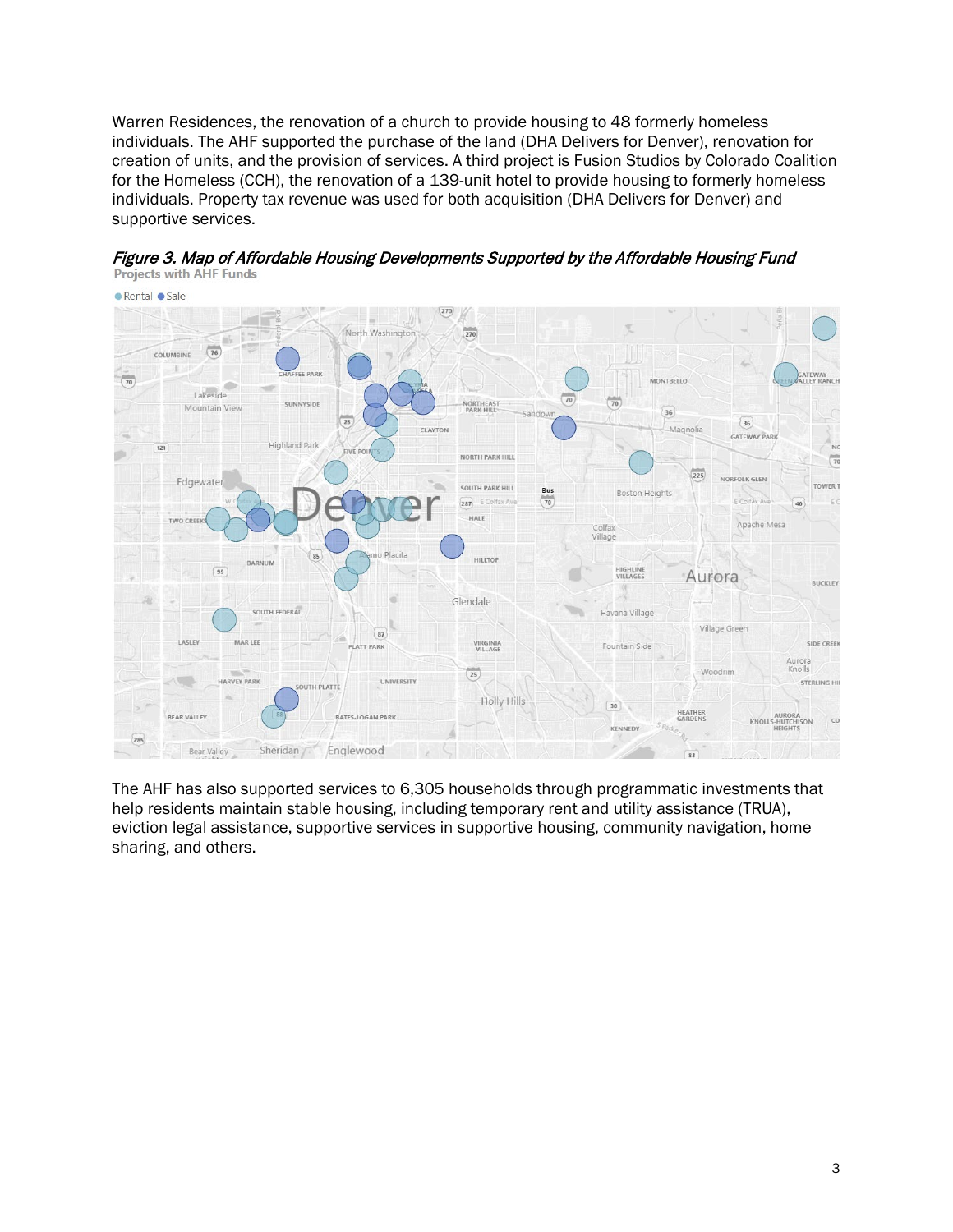Warren Residences, the renovation of a church to provide housing to 48 formerly homeless individuals. The AHF supported the purchase of the land (DHA Delivers for Denver), renovation for creation of units, and the provision of services. A third project is Fusion Studios by Colorado Coalition for the Homeless (CCH), the renovation of a 139-unit hotel to provide housing to formerly homeless individuals. Property tax revenue was used for both acquisition (DHA Delivers for Denver) and supportive services.

*Figure 3. Map of Affordable Housing Developments Supported by the Affordable Housing Fund*

The AHF has also supported services to 6,305 households through programmatic investments that help residents maintain stable housing, including temporary rent and utility assistance (TRUA), eviction legal assistance, supportive services in supportive housing, community navigation, home sharing, and others.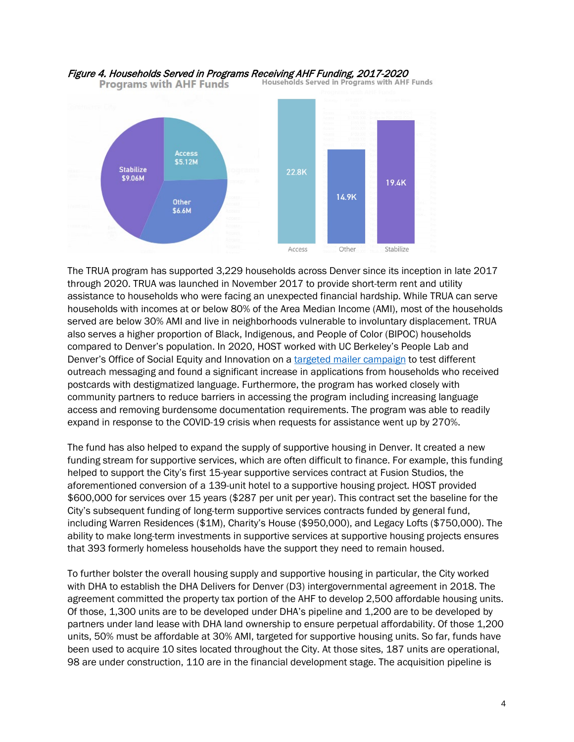*Figure 4. Households Served in Programs Receiving AHF Funding, 2017-2020*

**Programs with AHF Funds**

| Program | Funding |
| --- | --- |
| Stabilize | $9.06M |
| Access | $5.12M |
| Other | $6.6M |

**Households Served in Programs with AHF Funds**

| Program | Households Served |
| --- | --- |
| Access | 22.8K |
| Other | 14.9K |
| Stabilize | 19.4K |

The TRUA program has supported 3,229 households across Denver since its inception in late 2017 through 2020. TRUA was launched in November 2017 to provide short-term rent and utility assistance to households who were facing an unexpected financial hardship. While TRUA can serve households with incomes at or below 80% of the Area Median Income (AMI), most of the households served are below 30% AMI and live in neighborhoods vulnerable to involuntary displacement. TRUA also serves a higher proportion of Black, Indigenous, and People of Color (BIPOC) households compared to Denver's population. In 2020, HOST worked with UC Berkeley's People Lab and Denver's Office of Social Equity and Innovation on a targeted mailer campaign to test different outreach messaging and found a significant increase in applications from households who received postcards with destigmatized language. Furthermore, the program has worked closely with community partners to reduce barriers in accessing the program including increasing language access and removing burdensome documentation requirements. The program was able to readily expand in response to the COVID-19 crisis when requests for assistance went up by 270%.

The fund has also helped to expand the supply of supportive housing in Denver. It created a new funding stream for supportive services, which are often difficult to finance. For example, this funding helped to support the City's first 15-year supportive services contract at Fusion Studios, the aforementioned conversion of a 139-unit hotel to a supportive housing project. HOST provided $600,000 for services over 15 years ($287 per unit per year). This contract set the baseline for the City's subsequent funding of long-term supportive services contracts funded by general fund, including Warren Residences ($1M), Charity's House ($950,000), and Legacy Lofts ($750,000). The ability to make long-term investments in supportive services at supportive housing projects ensures that 393 formerly homeless households have the support they need to remain housed.

To further bolster the overall housing supply and supportive housing in particular, the City worked with DHA to establish the DHA Delivers for Denver (D3) intergovernmental agreement in 2018. The agreement committed the property tax portion of the AHF to develop 2,500 affordable housing units. Of those, 1,300 units are to be developed under DHA's pipeline and 1,200 are to be developed by partners under land lease with DHA land ownership to ensure perpetual affordability. Of those 1,200 units, 50% must be affordable at 30% AMI, targeted for supportive housing units. So far, funds have been used to acquire 10 sites located throughout the City. At those sites, 187 units are operational, 98 are under construction, 110 are in the financial development stage. The acquisition pipeline is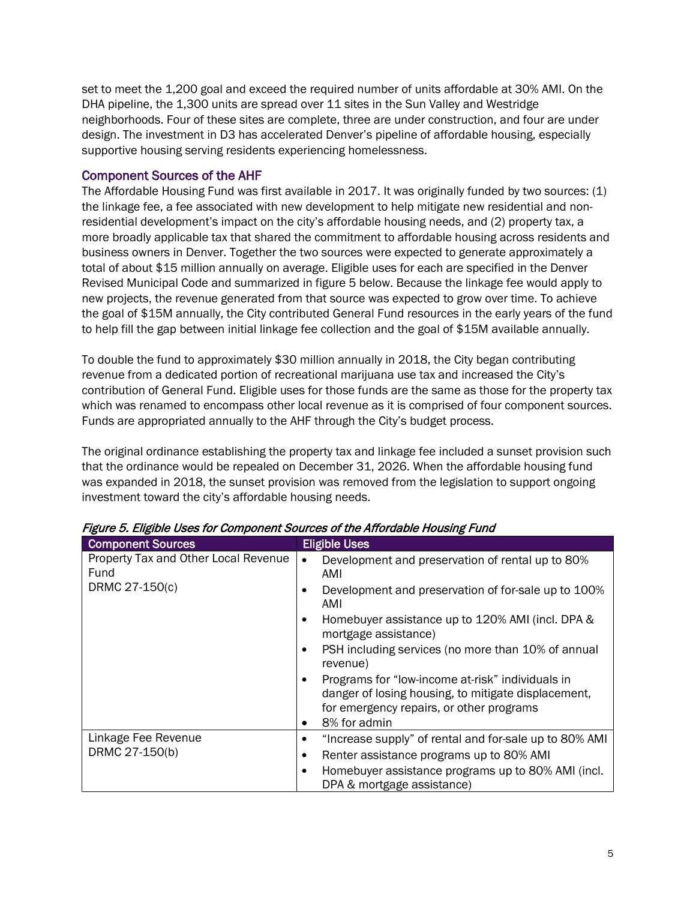set to meet the 1,200 goal and exceed the required number of units affordable at 30% AMI. On the DHA pipeline, the 1,300 units are spread over 11 sites in the Sun Valley and Westridge neighborhoods. Four of these sites are complete, three are under construction, and four are under design. The investment in D3 has accelerated Denver's pipeline of affordable housing, especially supportive housing serving residents experiencing homelessness.

## Component Sources of the AHF

The Affordable Housing Fund was first available in 2017. It was originally funded by two sources: (1) the linkage fee, a fee associated with new development to help mitigate new residential and non-residential development's impact on the city's affordable housing needs, and (2) property tax, a more broadly applicable tax that shared the commitment to affordable housing across residents and business owners in Denver. Together the two sources were expected to generate approximately a total of about $15 million annually on average. Eligible uses for each are specified in the Denver Revised Municipal Code and summarized in figure 5 below. Because the linkage fee would apply to new projects, the revenue generated from that source was expected to grow over time. To achieve the goal of $15M annually, the City contributed General Fund resources in the early years of the fund to help fill the gap between initial linkage fee collection and the goal of $15M available annually.

To double the fund to approximately $30 million annually in 2018, the City began contributing revenue from a dedicated portion of recreational marijuana use tax and increased the City's contribution of General Fund. Eligible uses for those funds are the same as those for the property tax which was renamed to encompass other local revenue as it is comprised of four component sources. Funds are appropriated annually to the AHF through the City's budget process.

The original ordinance establishing the property tax and linkage fee included a sunset provision such that the ordinance would be repealed on December 31, 2026. When the affordable housing fund was expanded in 2018, the sunset provision was removed from the legislation to support ongoing investment toward the city's affordable housing needs.

*Figure 5. Eligible Uses for Component Sources of the Affordable Housing Fund*

| Component Sources | Eligible Uses |
|---|---|
| Property Tax and Other Local Revenue Fund<br>DRMC 27-150(c) | • Development and preservation of rental up to 80% AMI<br>• Development and preservation of for-sale up to 100% AMI<br>• Homebuyer assistance up to 120% AMI (incl. DPA & mortgage assistance)<br>• PSH including services (no more than 10% of annual revenue)<br>• Programs for "low-income at-risk" individuals in danger of losing housing, to mitigate displacement, for emergency repairs, or other programs<br>• 8% for admin |
| Linkage Fee Revenue<br>DRMC 27-150(b) | • "Increase supply" of rental and for-sale up to 80% AMI<br>• Renter assistance programs up to 80% AMI<br>• Homebuyer assistance programs up to 80% AMI (incl. DPA & mortgage assistance) |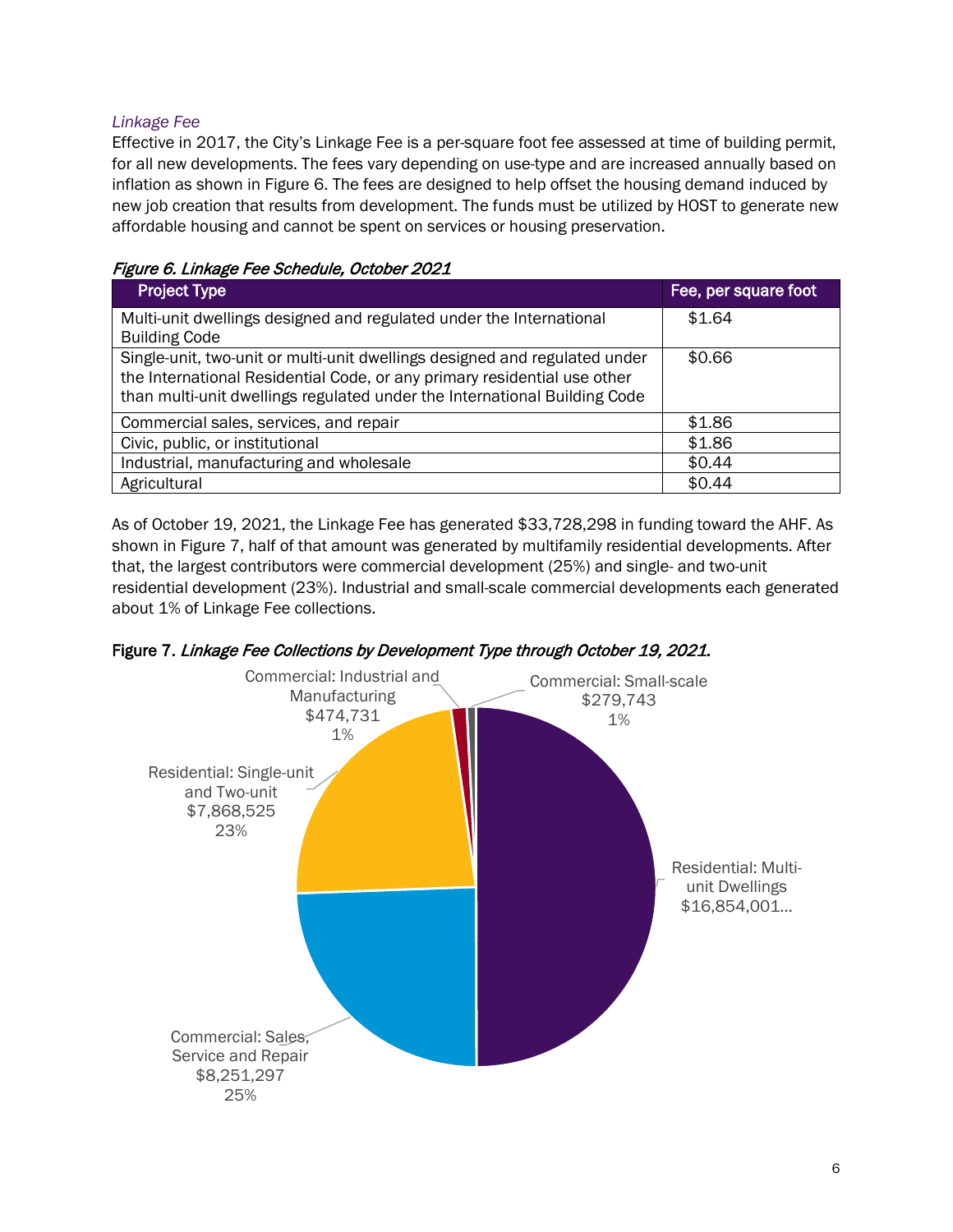*Linkage Fee*

Effective in 2017, the City's Linkage Fee is a per-square foot fee assessed at time of building permit, for all new developments. The fees vary depending on use-type and are increased annually based on inflation as shown in Figure 6. The fees are designed to help offset the housing demand induced by new job creation that results from development. The funds must be utilized by HOST to generate new affordable housing and cannot be spent on services or housing preservation.

*Figure 6. Linkage Fee Schedule, October 2021*

| Project Type | Fee, per square foot |
|---|---|
| Multi-unit dwellings designed and regulated under the International Building Code | $1.64 |
| Single-unit, two-unit or multi-unit dwellings designed and regulated under the International Residential Code, or any primary residential use other than multi-unit dwellings regulated under the International Building Code | $0.66 |
| Commercial sales, services, and repair | $1.86 |
| Civic, public, or institutional | $1.86 |
| Industrial, manufacturing and wholesale | $0.44 |
| Agricultural | $0.44 |

As of October 19, 2021, the Linkage Fee has generated $33,728,298 in funding toward the AHF. As shown in Figure 7, half of that amount was generated by multifamily residential developments. After that, the largest contributors were commercial development (25%) and single- and two-unit residential development (23%). Industrial and small-scale commercial developments each generated about 1% of Linkage Fee collections.

Figure 7. *Linkage Fee Collections by Development Type through October 19, 2021.*

Residential: Multi-unit Dwellings $16,854,001...

Commercial: Sales, Service and Repair $8,251,297 25%

Residential: Single-unit and Two-unit $7,868,525 23%

Commercial: Industrial and Manufacturing $474,731 1%

Commercial: Small-scale $279,743 1%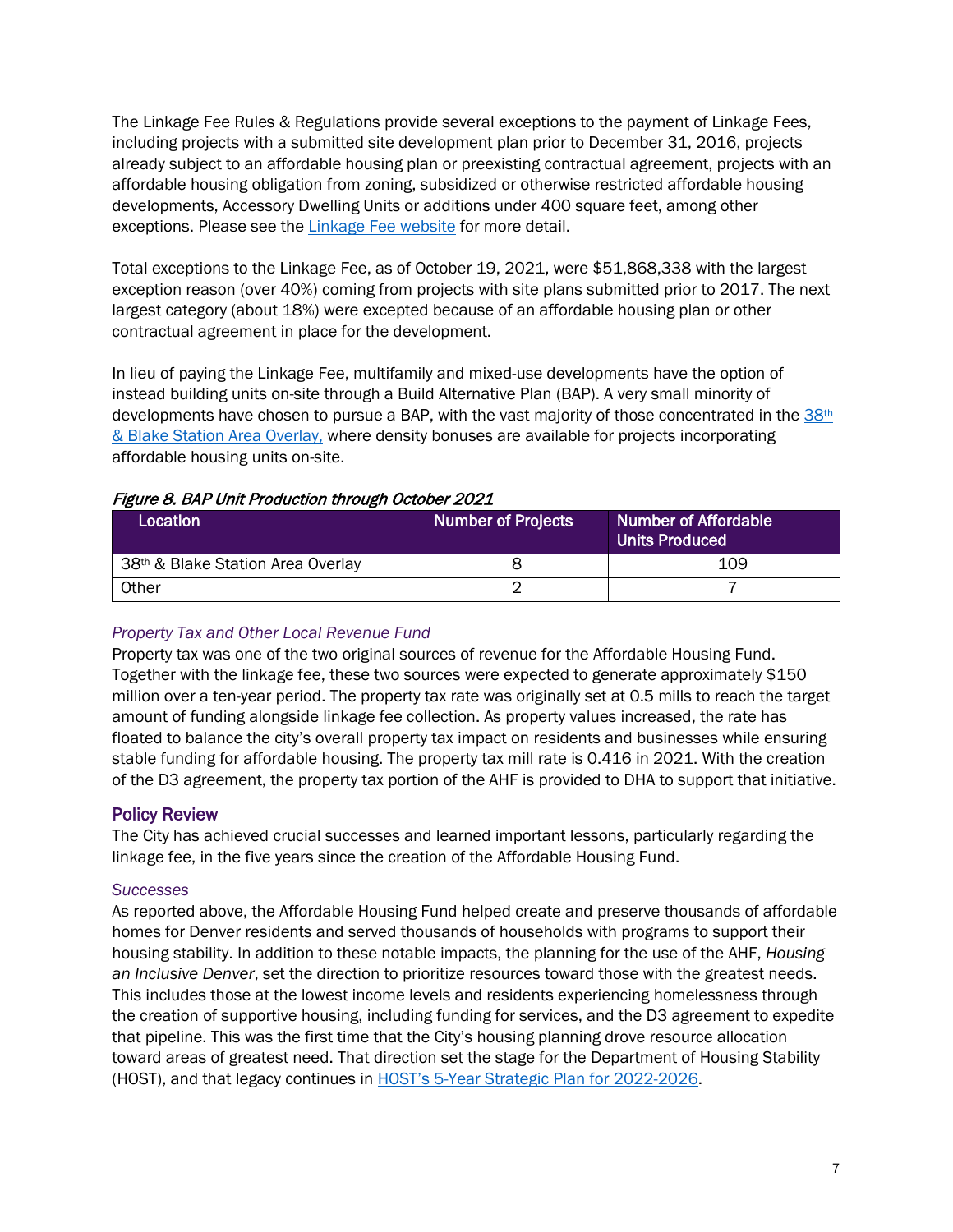The Linkage Fee Rules & Regulations provide several exceptions to the payment of Linkage Fees, including projects with a submitted site development plan prior to December 31, 2016, projects already subject to an affordable housing plan or preexisting contractual agreement, projects with an affordable housing obligation from zoning, subsidized or otherwise restricted affordable housing developments, Accessory Dwelling Units or additions under 400 square feet, among other exceptions. Please see the [Linkage Fee website] for more detail.

Total exceptions to the Linkage Fee, as of October 19, 2021, were $51,868,338 with the largest exception reason (over 40%) coming from projects with site plans submitted prior to 2017. The next largest category (about 18%) were excepted because of an affordable housing plan or other contractual agreement in place for the development.

In lieu of paying the Linkage Fee, multifamily and mixed-use developments have the option of instead building units on-site through a Build Alternative Plan (BAP). A very small minority of developments have chosen to pursue a BAP, with the vast majority of those concentrated in the 38th & Blake Station Area Overlay, where density bonuses are available for projects incorporating affordable housing units on-site.

*Figure 8. BAP Unit Production through October 2021*

| Location | Number of Projects | Number of Affordable Units Produced |
|---|---|---|
| 38th & Blake Station Area Overlay | 8 | 109 |
| Other | 2 | 7 |

### *Property Tax and Other Local Revenue Fund*

Property tax was one of the two original sources of revenue for the Affordable Housing Fund. Together with the linkage fee, these two sources were expected to generate approximately $150 million over a ten-year period. The property tax rate was originally set at 0.5 mills to reach the target amount of funding alongside linkage fee collection. As property values increased, the rate has floated to balance the city's overall property tax impact on residents and businesses while ensuring stable funding for affordable housing. The property tax mill rate is 0.416 in 2021. With the creation of the D3 agreement, the property tax portion of the AHF is provided to DHA to support that initiative.

## Policy Review

The City has achieved crucial successes and learned important lessons, particularly regarding the linkage fee, in the five years since the creation of the Affordable Housing Fund.

### *Successes*

As reported above, the Affordable Housing Fund helped create and preserve thousands of affordable homes for Denver residents and served thousands of households with programs to support their housing stability. In addition to these notable impacts, the planning for the use of the AHF, *Housing an Inclusive Denver*, set the direction to prioritize resources toward those with the greatest needs. This includes those at the lowest income levels and residents experiencing homelessness through the creation of supportive housing, including funding for services, and the D3 agreement to expedite that pipeline. This was the first time that the City's housing planning drove resource allocation toward areas of greatest need. That direction set the stage for the Department of Housing Stability (HOST), and that legacy continues in HOST's 5-Year Strategic Plan for 2022-2026.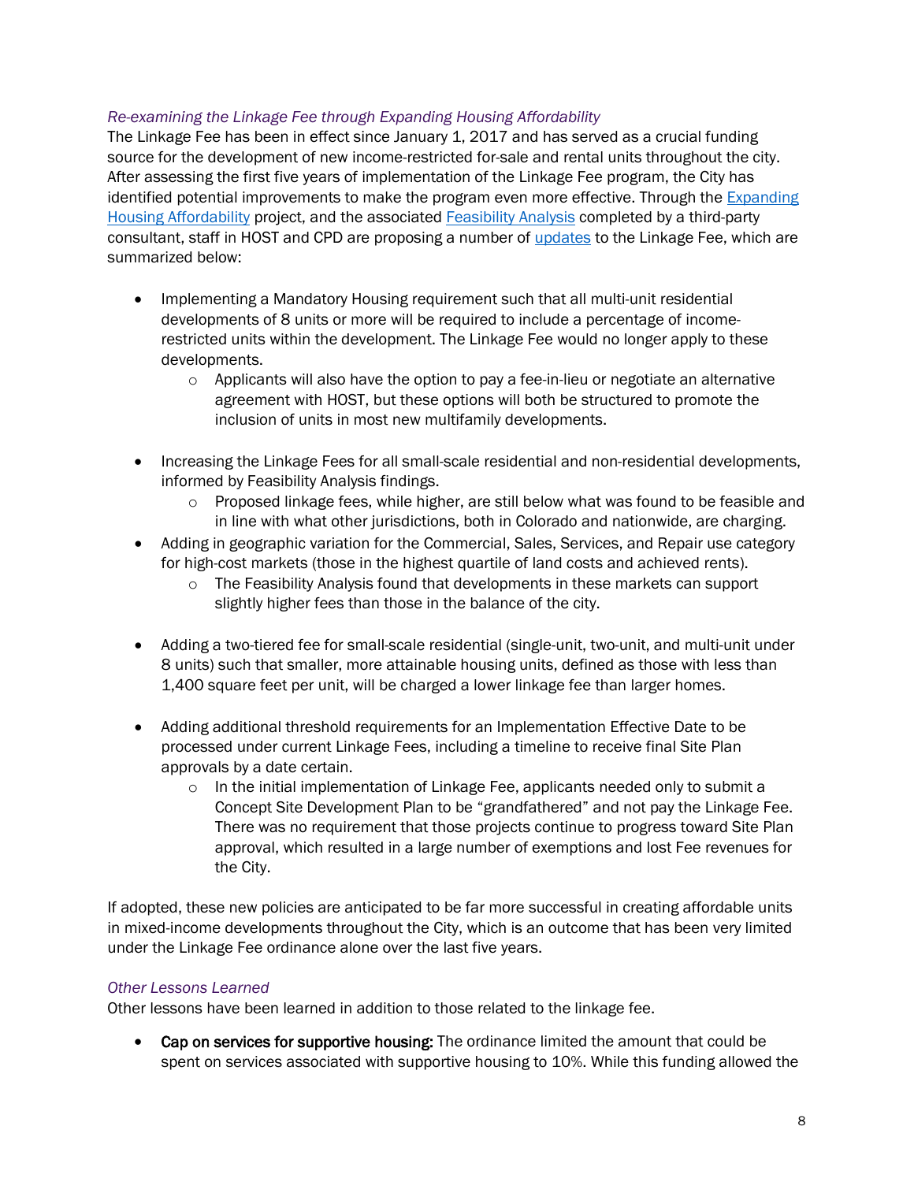*Re-examining the Linkage Fee through Expanding Housing Affordability*

The Linkage Fee has been in effect since January 1, 2017 and has served as a crucial funding source for the development of new income-restricted for-sale and rental units throughout the city. After assessing the first five years of implementation of the Linkage Fee program, the City has identified potential improvements to make the program even more effective. Through the Expanding Housing Affordability project, and the associated Feasibility Analysis completed by a third-party consultant, staff in HOST and CPD are proposing a number of updates to the Linkage Fee, which are summarized below:

- Implementing a Mandatory Housing requirement such that all multi-unit residential developments of 8 units or more will be required to include a percentage of income-restricted units within the development. The Linkage Fee would no longer apply to these developments.
  - Applicants will also have the option to pay a fee-in-lieu or negotiate an alternative agreement with HOST, but these options will both be structured to promote the inclusion of units in most new multifamily developments.
- Increasing the Linkage Fees for all small-scale residential and non-residential developments, informed by Feasibility Analysis findings.
  - Proposed linkage fees, while higher, are still below what was found to be feasible and in line with what other jurisdictions, both in Colorado and nationwide, are charging.
- Adding in geographic variation for the Commercial, Sales, Services, and Repair use category for high-cost markets (those in the highest quartile of land costs and achieved rents).
  - The Feasibility Analysis found that developments in these markets can support slightly higher fees than those in the balance of the city.
- Adding a two-tiered fee for small-scale residential (single-unit, two-unit, and multi-unit under 8 units) such that smaller, more attainable housing units, defined as those with less than 1,400 square feet per unit, will be charged a lower linkage fee than larger homes.
- Adding additional threshold requirements for an Implementation Effective Date to be processed under current Linkage Fees, including a timeline to receive final Site Plan approvals by a date certain.
  - In the initial implementation of Linkage Fee, applicants needed only to submit a Concept Site Development Plan to be "grandfathered" and not pay the Linkage Fee. There was no requirement that those projects continue to progress toward Site Plan approval, which resulted in a large number of exemptions and lost Fee revenues for the City.

If adopted, these new policies are anticipated to be far more successful in creating affordable units in mixed-income developments throughout the City, which is an outcome that has been very limited under the Linkage Fee ordinance alone over the last five years.

*Other Lessons Learned*

Other lessons have been learned in addition to those related to the linkage fee.

- **Cap on services for supportive housing:** The ordinance limited the amount that could be spent on services associated with supportive housing to 10%. While this funding allowed the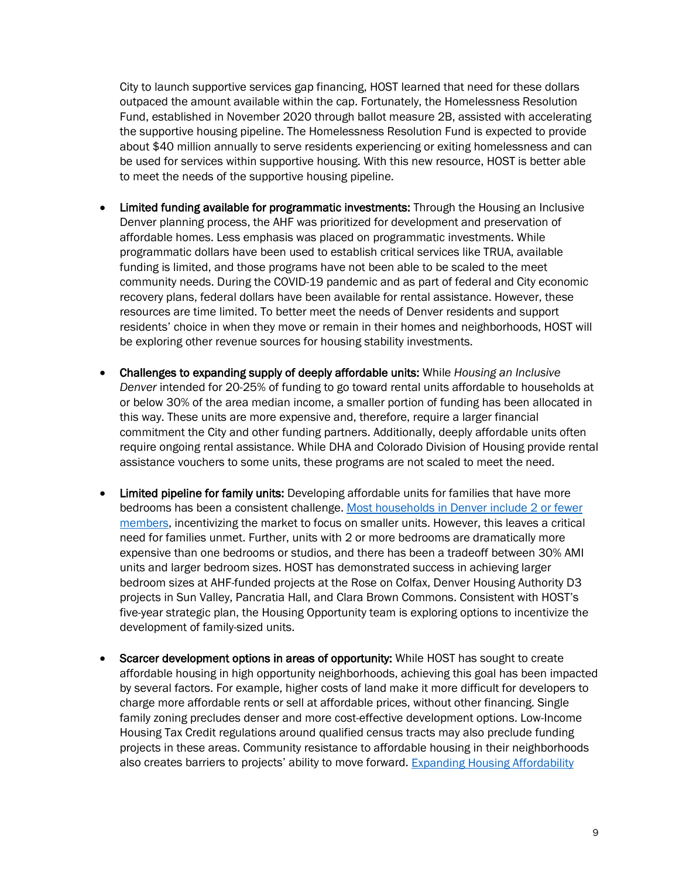City to launch supportive services gap financing, HOST learned that need for these dollars outpaced the amount available within the cap. Fortunately, the Homelessness Resolution Fund, established in November 2020 through ballot measure 2B, assisted with accelerating the supportive housing pipeline. The Homelessness Resolution Fund is expected to provide about $40 million annually to serve residents experiencing or exiting homelessness and can be used for services within supportive housing. With this new resource, HOST is better able to meet the needs of the supportive housing pipeline.

- **Limited funding available for programmatic investments:** Through the Housing an Inclusive Denver planning process, the AHF was prioritized for development and preservation of affordable homes. Less emphasis was placed on programmatic investments. While programmatic dollars have been used to establish critical services like TRUA, available funding is limited, and those programs have not been able to be scaled to the meet community needs. During the COVID-19 pandemic and as part of federal and City economic recovery plans, federal dollars have been available for rental assistance. However, these resources are time limited. To better meet the needs of Denver residents and support residents' choice in when they move or remain in their homes and neighborhoods, HOST will be exploring other revenue sources for housing stability investments.

- **Challenges to expanding supply of deeply affordable units:** While *Housing an Inclusive Denver* intended for 20-25% of funding to go toward rental units affordable to households at or below 30% of the area median income, a smaller portion of funding has been allocated in this way. These units are more expensive and, therefore, require a larger financial commitment the City and other funding partners. Additionally, deeply affordable units often require ongoing rental assistance. While DHA and Colorado Division of Housing provide rental assistance vouchers to some units, these programs are not scaled to meet the need.

- **Limited pipeline for family units:** Developing affordable units for families that have more bedrooms has been a consistent challenge. Most households in Denver include 2 or fewer members, incentivizing the market to focus on smaller units. However, this leaves a critical need for families unmet. Further, units with 2 or more bedrooms are dramatically more expensive than one bedrooms or studios, and there has been a tradeoff between 30% AMI units and larger bedroom sizes. HOST has demonstrated success in achieving larger bedroom sizes at AHF-funded projects at the Rose on Colfax, Denver Housing Authority D3 projects in Sun Valley, Pancratia Hall, and Clara Brown Commons. Consistent with HOST's five-year strategic plan, the Housing Opportunity team is exploring options to incentivize the development of family-sized units.

- **Scarcer development options in areas of opportunity:** While HOST has sought to create affordable housing in high opportunity neighborhoods, achieving this goal has been impacted by several factors. For example, higher costs of land make it more difficult for developers to charge more affordable rents or sell at affordable prices, without other financing. Single family zoning precludes denser and more cost-effective development options. Low-Income Housing Tax Credit regulations around qualified census tracts may also preclude funding projects in these areas. Community resistance to affordable housing in their neighborhoods also creates barriers to projects' ability to move forward. Expanding Housing Affordability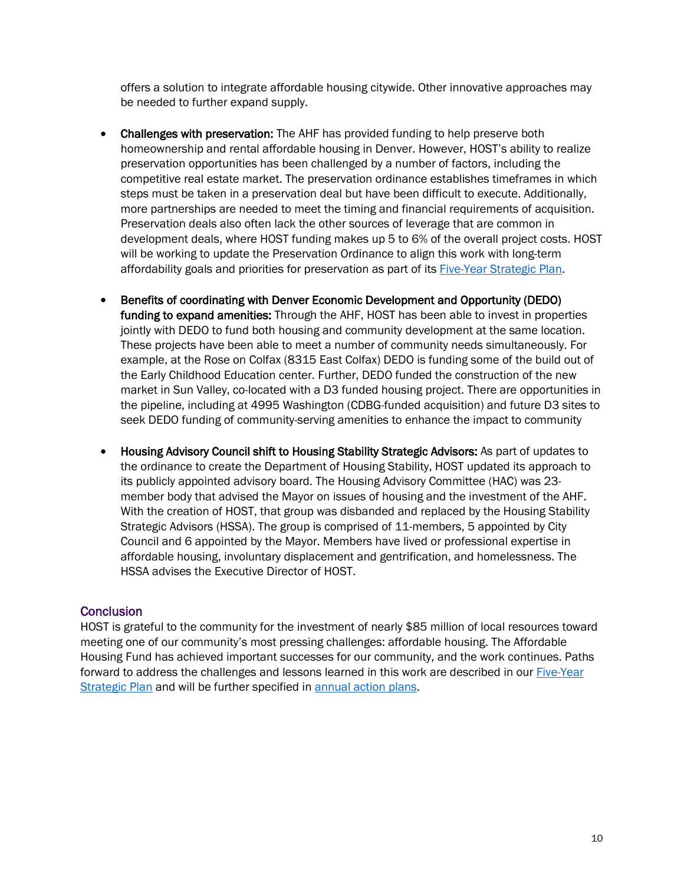offers a solution to integrate affordable housing citywide. Other innovative approaches may be needed to further expand supply.

- **Challenges with preservation:** The AHF has provided funding to help preserve both homeownership and rental affordable housing in Denver. However, HOST's ability to realize preservation opportunities has been challenged by a number of factors, including the competitive real estate market. The preservation ordinance establishes timeframes in which steps must be taken in a preservation deal but have been difficult to execute. Additionally, more partnerships are needed to meet the timing and financial requirements of acquisition. Preservation deals also often lack the other sources of leverage that are common in development deals, where HOST funding makes up 5 to 6% of the overall project costs. HOST will be working to update the Preservation Ordinance to align this work with long-term affordability goals and priorities for preservation as part of its [Five-Year Strategic Plan](#).

- **Benefits of coordinating with Denver Economic Development and Opportunity (DEDO) funding to expand amenities:** Through the AHF, HOST has been able to invest in properties jointly with DEDO to fund both housing and community development at the same location. These projects have been able to meet a number of community needs simultaneously. For example, at the Rose on Colfax (8315 East Colfax) DEDO is funding some of the build out of the Early Childhood Education center. Further, DEDO funded the construction of the new market in Sun Valley, co-located with a D3 funded housing project. There are opportunities in the pipeline, including at 4995 Washington (CDBG-funded acquisition) and future D3 sites to seek DEDO funding of community-serving amenities to enhance the impact to community

- **Housing Advisory Council shift to Housing Stability Strategic Advisors:** As part of updates to the ordinance to create the Department of Housing Stability, HOST updated its approach to its publicly appointed advisory board. The Housing Advisory Committee (HAC) was 23-member body that advised the Mayor on issues of housing and the investment of the AHF. With the creation of HOST, that group was disbanded and replaced by the Housing Stability Strategic Advisors (HSSA). The group is comprised of 11-members, 5 appointed by City Council and 6 appointed by the Mayor. Members have lived or professional expertise in affordable housing, involuntary displacement and gentrification, and homelessness. The HSSA advises the Executive Director of HOST.

## Conclusion

HOST is grateful to the community for the investment of nearly $85 million of local resources toward meeting one of our community's most pressing challenges: affordable housing. The Affordable Housing Fund has achieved important successes for our community, and the work continues. Paths forward to address the challenges and lessons learned in this work are described in our [Five-Year Strategic Plan](#) and will be further specified in [annual action plans](#).